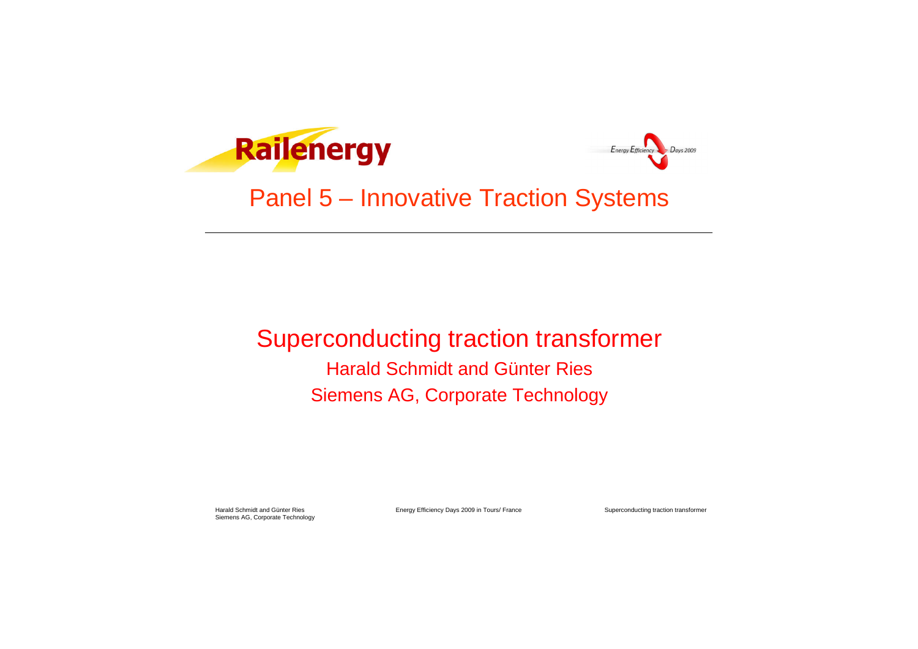Railenergy

Energy Efficiency Days 2009

# Panel 5 – Innovative Traction Systems

---

## Superconducting traction transformer

Harald Schmidt and Günter Ries

Siemens AG, Corporate Technology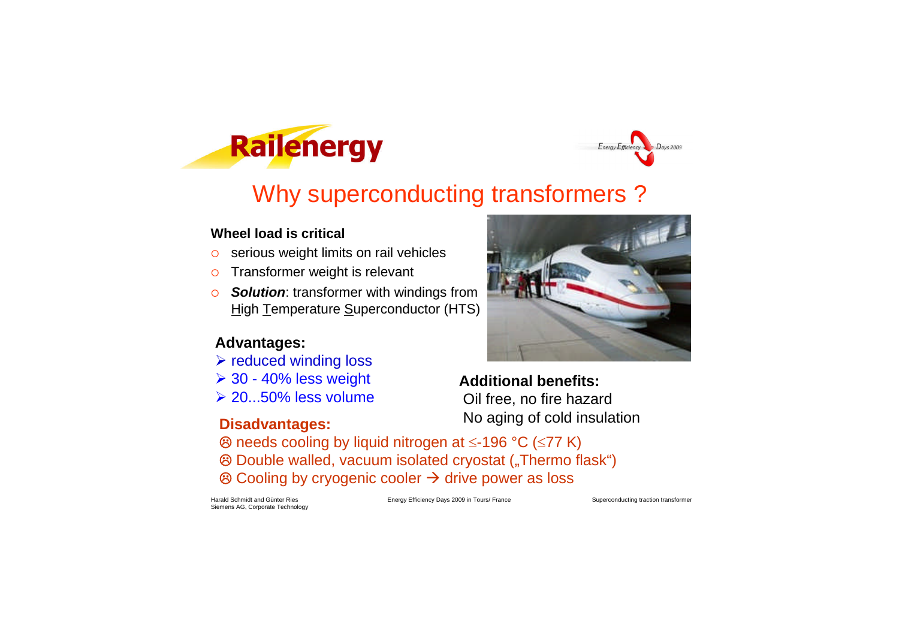# Why superconducting transformers ?

**Wheel load is critical**

- serious weight limits on rail vehicles
- Transformer weight is relevant
- ***Solution***: transformer with windings from High Temperature Superconductor (HTS)

**Advantages:**

- reduced winding loss
- 30 - 40% less weight
- 20...50% less volume

**Additional benefits:**

Oil free, no fire hazard

No aging of cold insulation

**Disadvantages:**

- ☹ needs cooling by liquid nitrogen at ≤-196 °C (≤77 K)
- ☹ Double walled, vacuum isolated cryostat („Thermo flask“)
- ☹ Cooling by cryogenic cooler → drive power as loss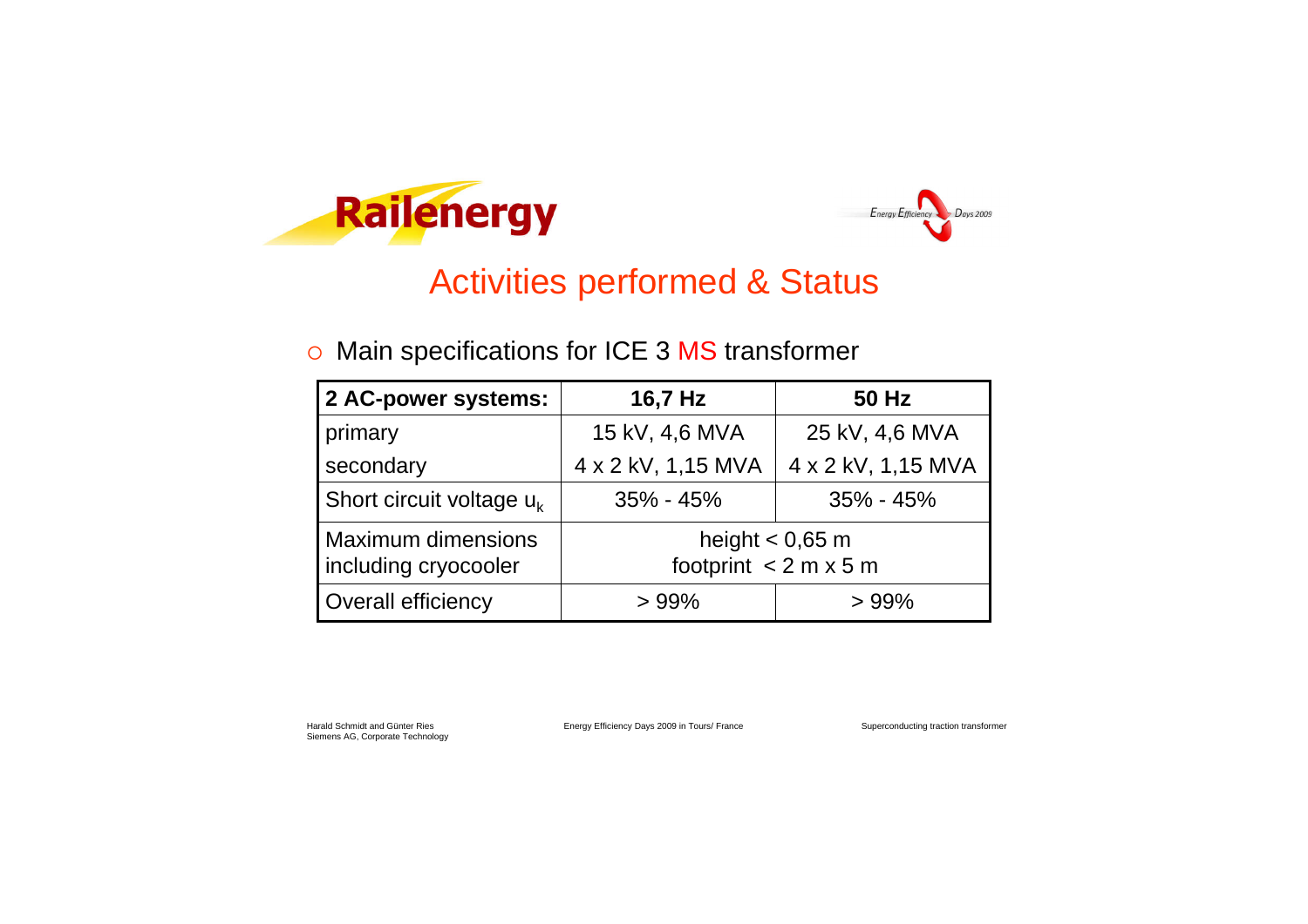# Activities performed & Status

- Main specifications for ICE 3 MS transformer

| 2 AC-power systems: | 16,7 Hz | 50 Hz |
|---|---|---|
| primary | 15 kV, 4,6 MVA | 25 kV, 4,6 MVA |
| secondary | 4 x 2 kV, 1,15 MVA | 4 x 2 kV, 1,15 MVA |
| Short circuit voltage $u_k$ | 35% - 45% | 35% - 45% |
| Maximum dimensions including cryocooler | height < 0,65 m<br>footprint < 2 m x 5 m | |
| Overall efficiency | > 99% | > 99% |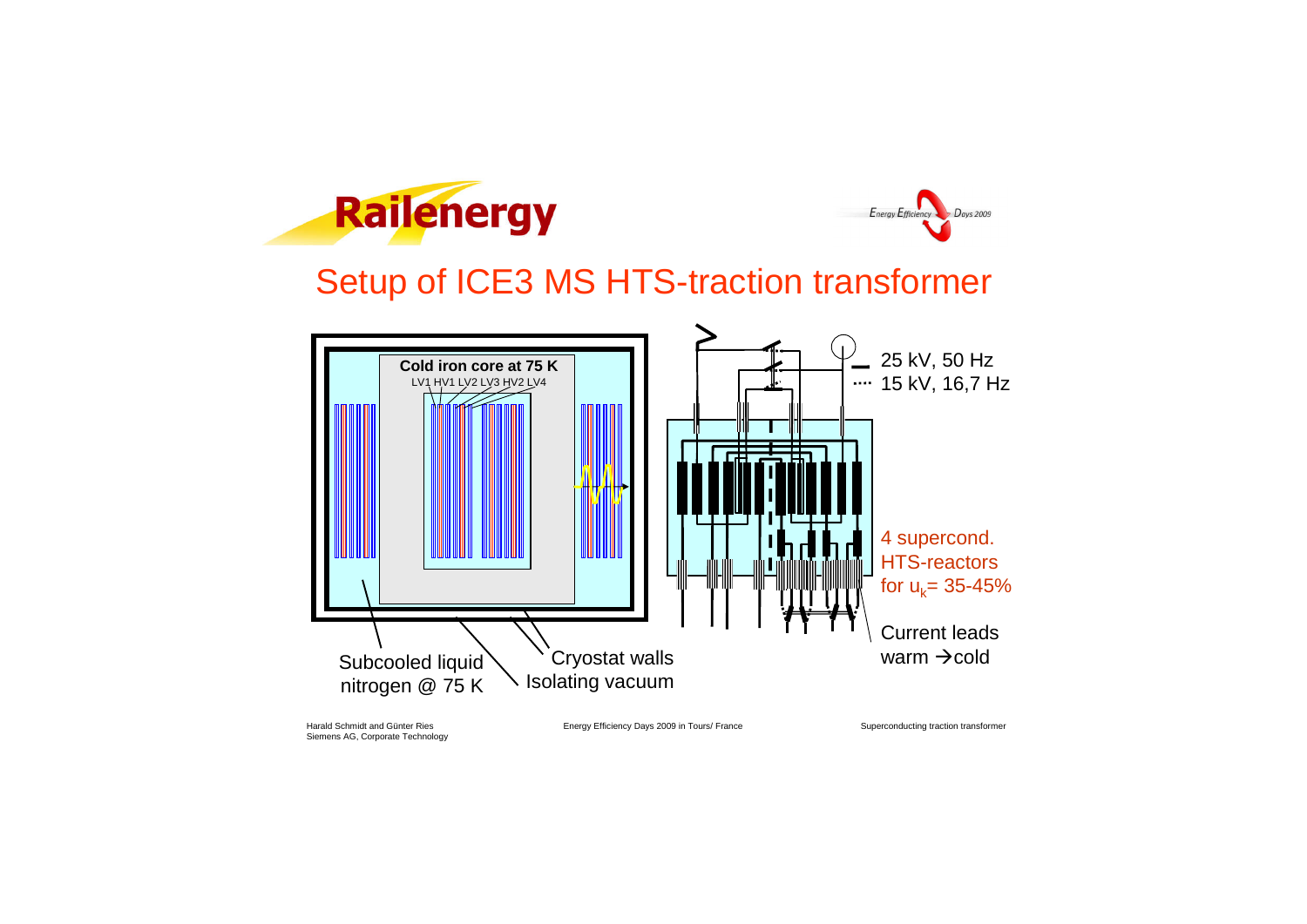# Setup of ICE3 MS HTS-traction transformer

Cold iron core at 75 K

LV1 HV1 LV2 LV3 HV2 LV4

Subcooled liquid nitrogen @ 75 K

Cryostat walls

Isolating vacuum

25 kV, 50 Hz

15 kV, 16,7 Hz

4 supercond. HTS-reactors for $u_k$= 35-45%

Current leads warm → cold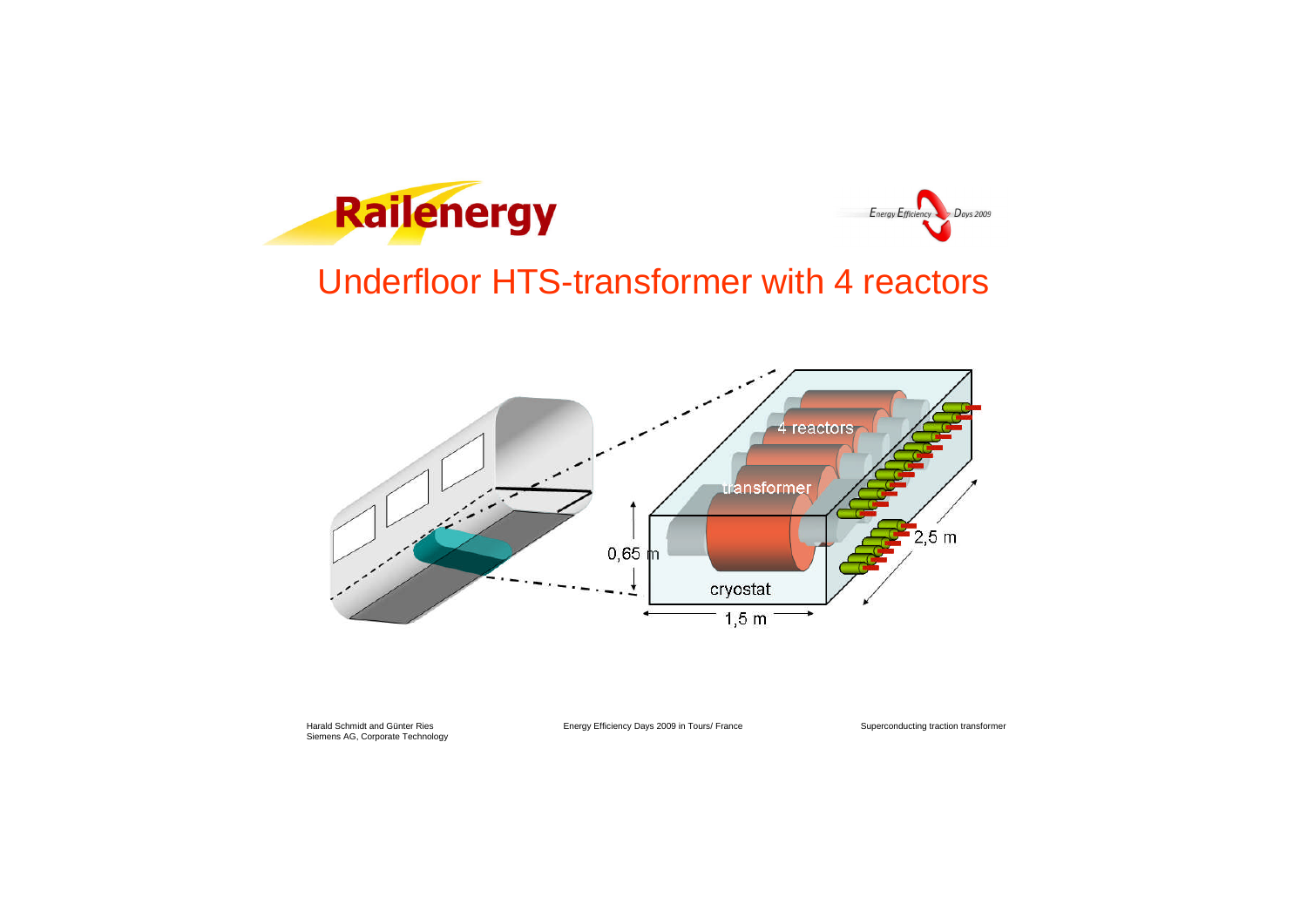# Underfloor HTS-transformer with 4 reactors

4 reactors

transformer

cryostat

0,65 m

2,5 m

1,5 m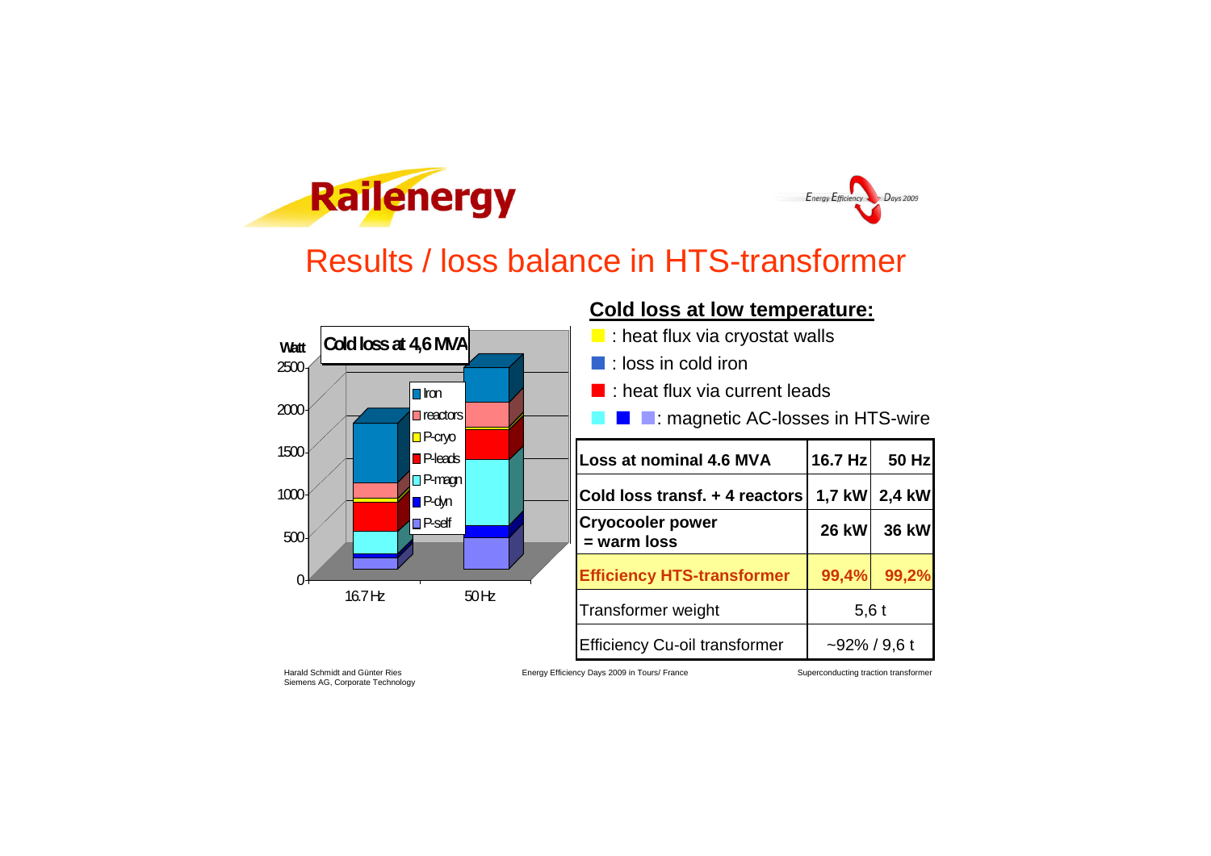# Results / loss balance in HTS-transformer

**Cold loss at 4,6 MVA**

Watt: 0, 500, 1000, 1500, 2000, 2500

Legend: Iron, reactors, P-cryo, P-leads, P-magn, P-dyn, P-self

16.7 Hz | 50 Hz

## Cold loss at low temperature:

- : heat flux via cryostat walls
- : loss in cold iron
- : heat flux via current leads
- : magnetic AC-losses in HTS-wire

| Loss at nominal 4.6 MVA | 16.7 Hz | 50 Hz |
|---|---|---|
| **Cold loss transf. + 4 reactors** | **1,7 kW** | **2,4 kW** |
| **Cryocooler power = warm loss** | **26 kW** | **36 kW** |
| **Efficiency HTS-transformer** | **99,4%** | **99,2%** |
| Transformer weight | 5,6 t | |
| Efficiency Cu-oil transformer | ~92% / 9,6 t | |

Harald Schmidt and Günter Ries
Siemens AG, Corporate Technology

Energy Efficiency Days 2009 in Tours/ France

Superconducting traction transformer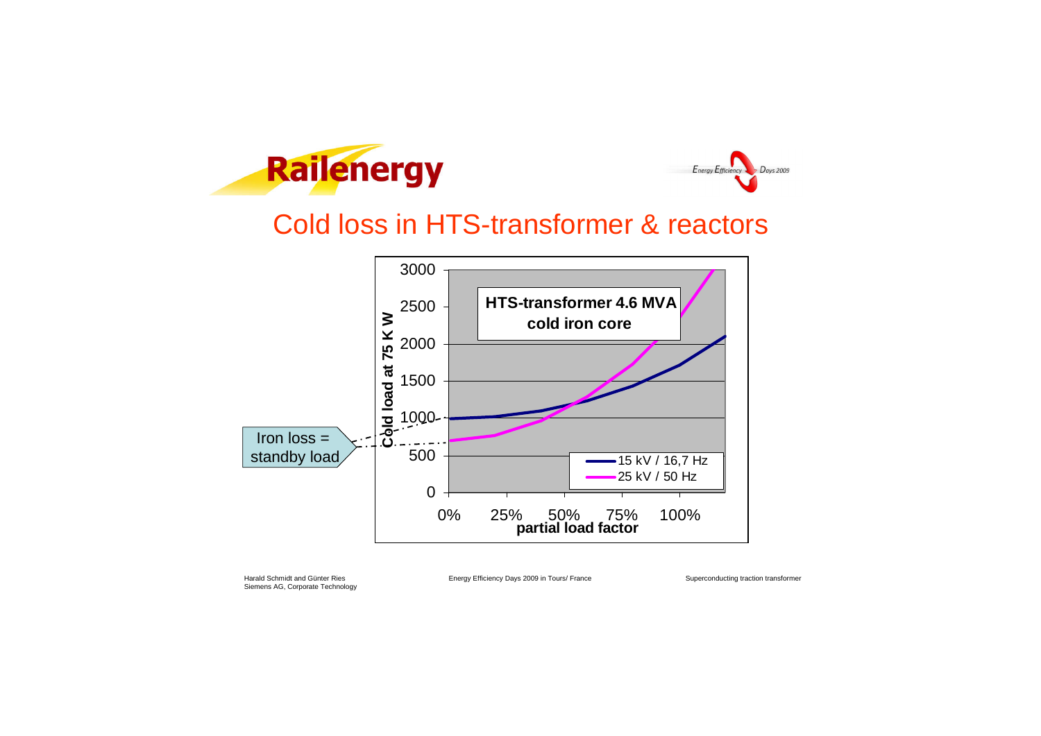# Cold loss in HTS-transformer & reactors

HTS-transformer 4.6 MVA
cold iron core

Cold load at 75 K W

3000
2500
2000
1500
1000
500
0

0% 25% 50% 75% 100%
partial load factor

15 kV / 16,7 Hz
25 kV / 50 Hz

Iron loss = standby load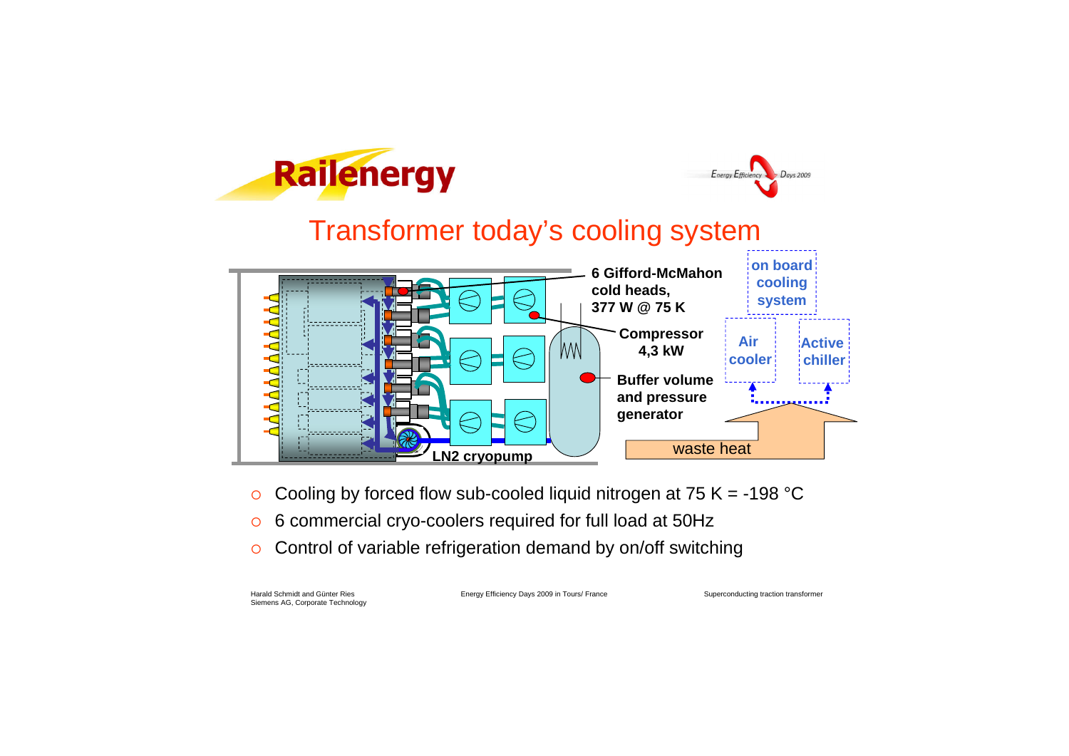# Transformer today's cooling system

6 Gifford-McMahon cold heads, 377 W @ 75 K

Compressor 4,3 kW

Buffer volume and pressure generator

LN2 cryopump

on board cooling system

Air cooler

Active chiller

waste heat

- Cooling by forced flow sub-cooled liquid nitrogen at 75 K = -198 °C
- 6 commercial cryo-coolers required for full load at 50Hz
- Control of variable refrigeration demand by on/off switching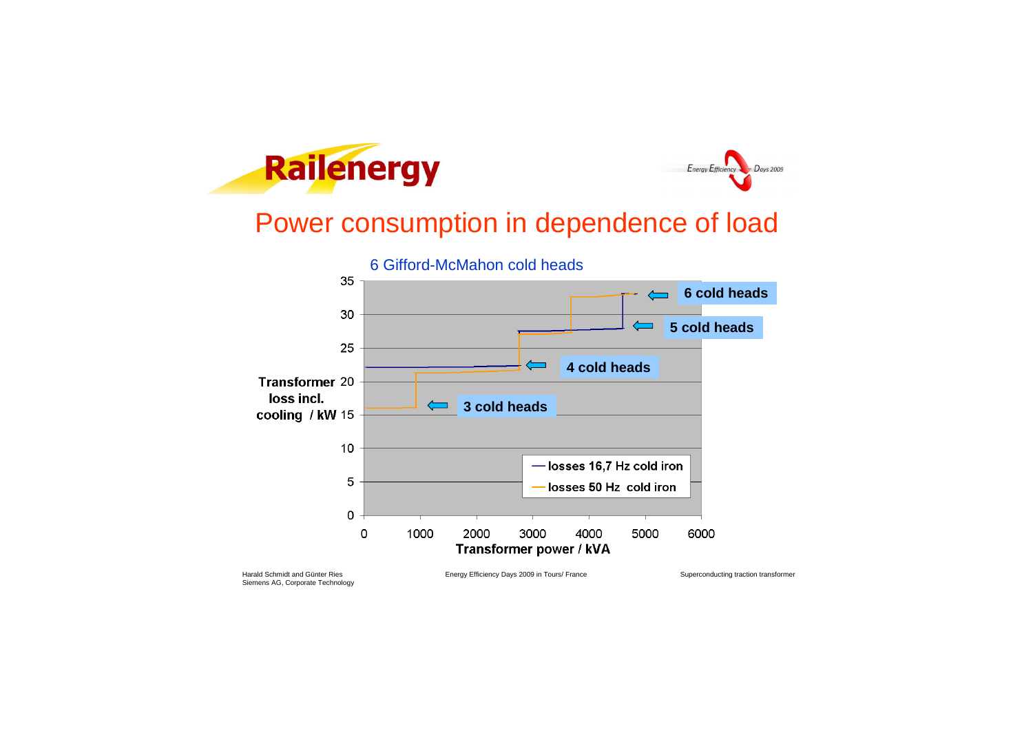# Power consumption in dependence of load

6 Gifford-McMahon cold heads

Transformer loss incl. cooling / kW

Transformer power / kVA

- 6 cold heads
- 5 cold heads
- 4 cold heads
- 3 cold heads

— losses 16,7 Hz cold iron
— losses 50 Hz cold iron

Harald Schmidt and Günter Ries
Siemens AG, Corporate Technology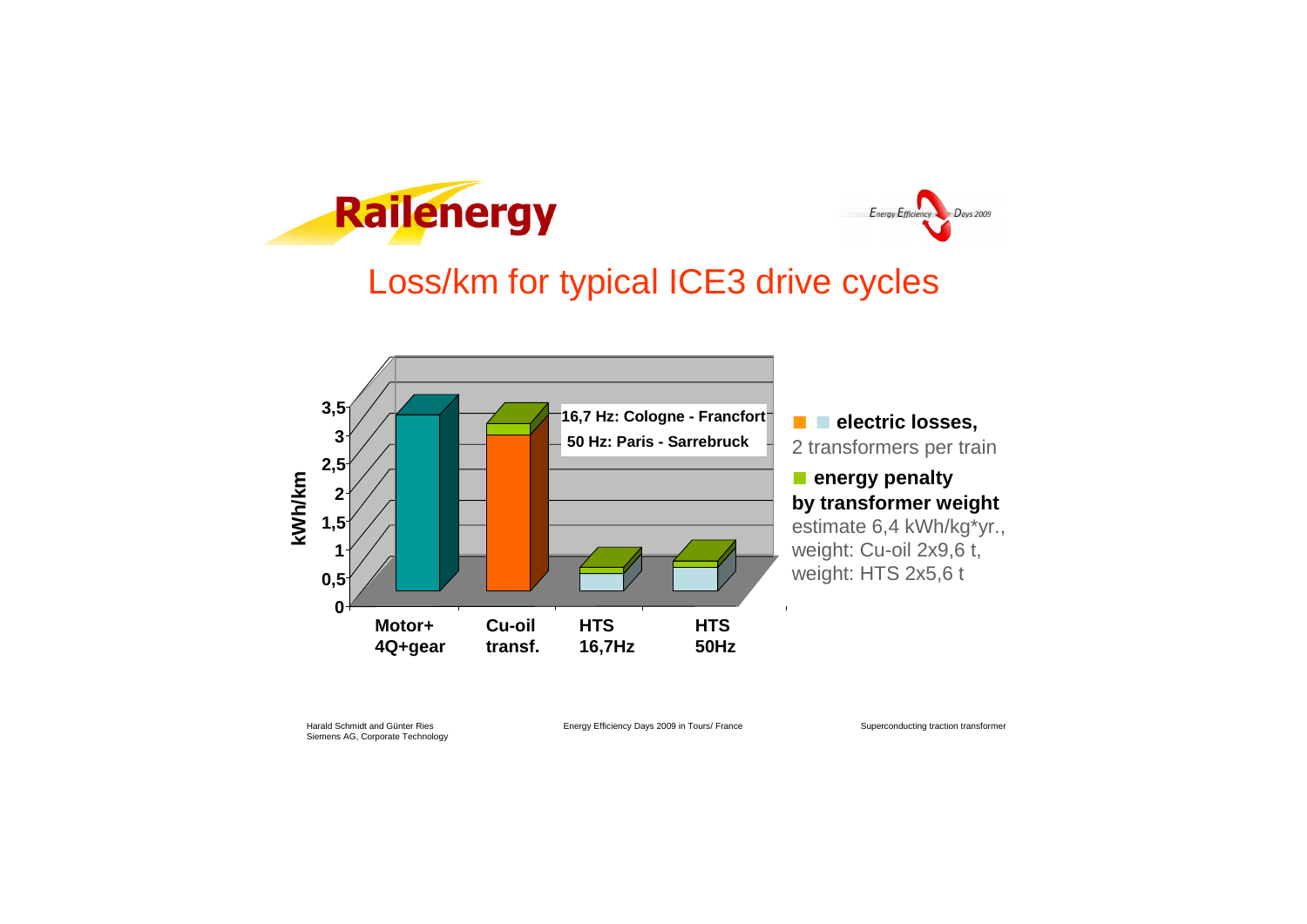## Loss/km for typical ICE3 drive cycles

kWh/km

0 – 0,5 – 1 – 1,5 – 2 – 2,5 – 3 – 3,5

Motor+ 4Q+gear | Cu-oil transf. | HTS 16,7Hz | HTS 50Hz

**16,7 Hz: Cologne - Francfort**

**50 Hz: Paris - Sarrebruck**

- **electric losses,** 2 transformers per train
- **energy penalty by transformer weight** estimate 6,4 kWh/kg*yr., weight: Cu-oil 2x9,6 t, weight: HTS 2x5,6 t

Harald Schmidt and Günter Ries
Siemens AG, Corporate Technology

Superconducting traction transformer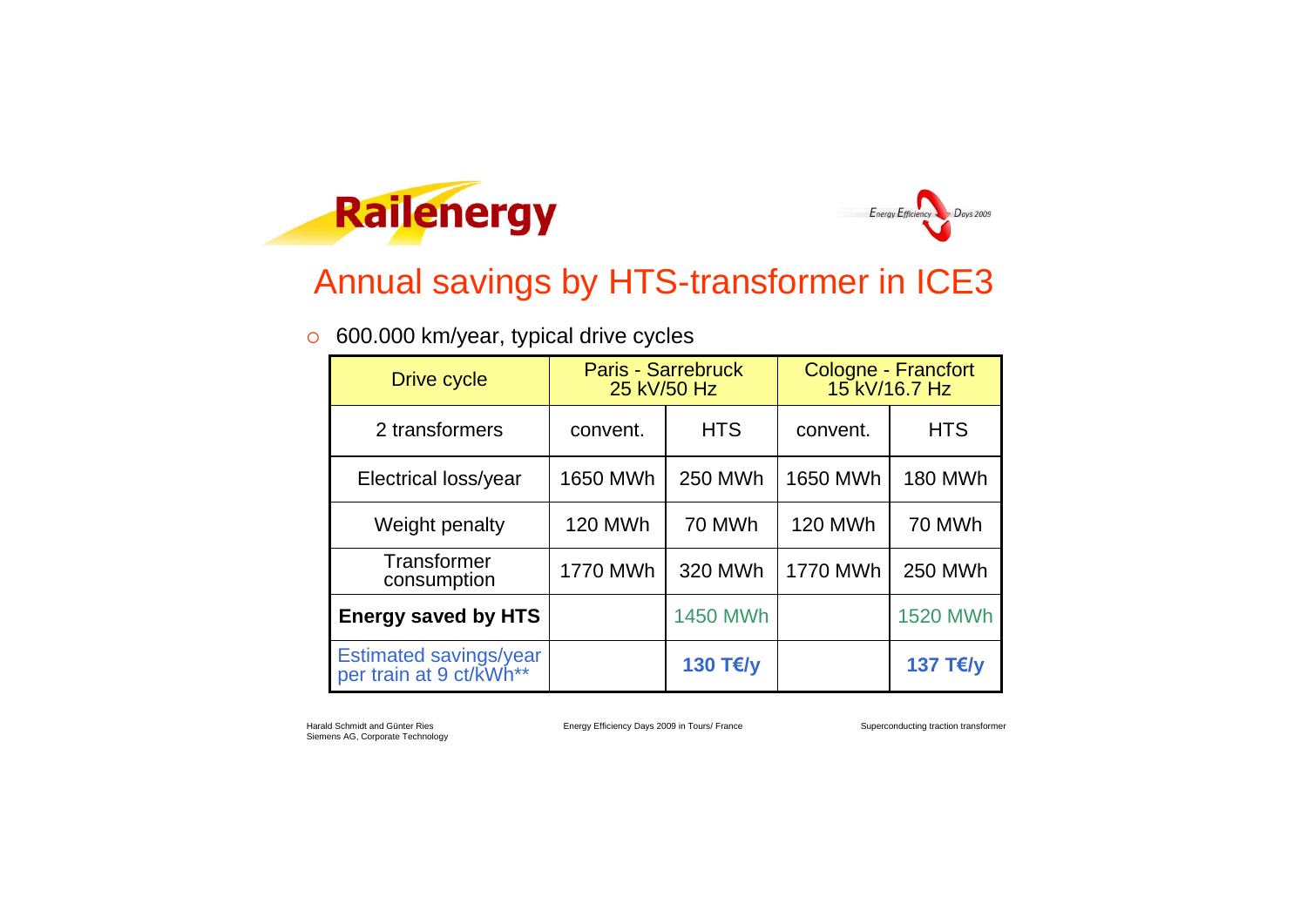# Annual savings by HTS-transformer in ICE3

- 600.000 km/year, typical drive cycles

| Drive cycle | Paris - Sarrebruck 25 kV/50 Hz | | Cologne - Francfort 15 kV/16.7 Hz | |
|---|---|---|---|---|
| 2 transformers | convent. | HTS | convent. | HTS |
| Electrical loss/year | 1650 MWh | 250 MWh | 1650 MWh | 180 MWh |
| Weight penalty | 120 MWh | 70 MWh | 120 MWh | 70 MWh |
| Transformer consumption | 1770 MWh | 320 MWh | 1770 MWh | 250 MWh |
| **Energy saved by HTS** | | 1450 MWh | | 1520 MWh |
| Estimated savings/year per train at 9 ct/kWh** | | **130 T€/y** | | **137 T€/y** |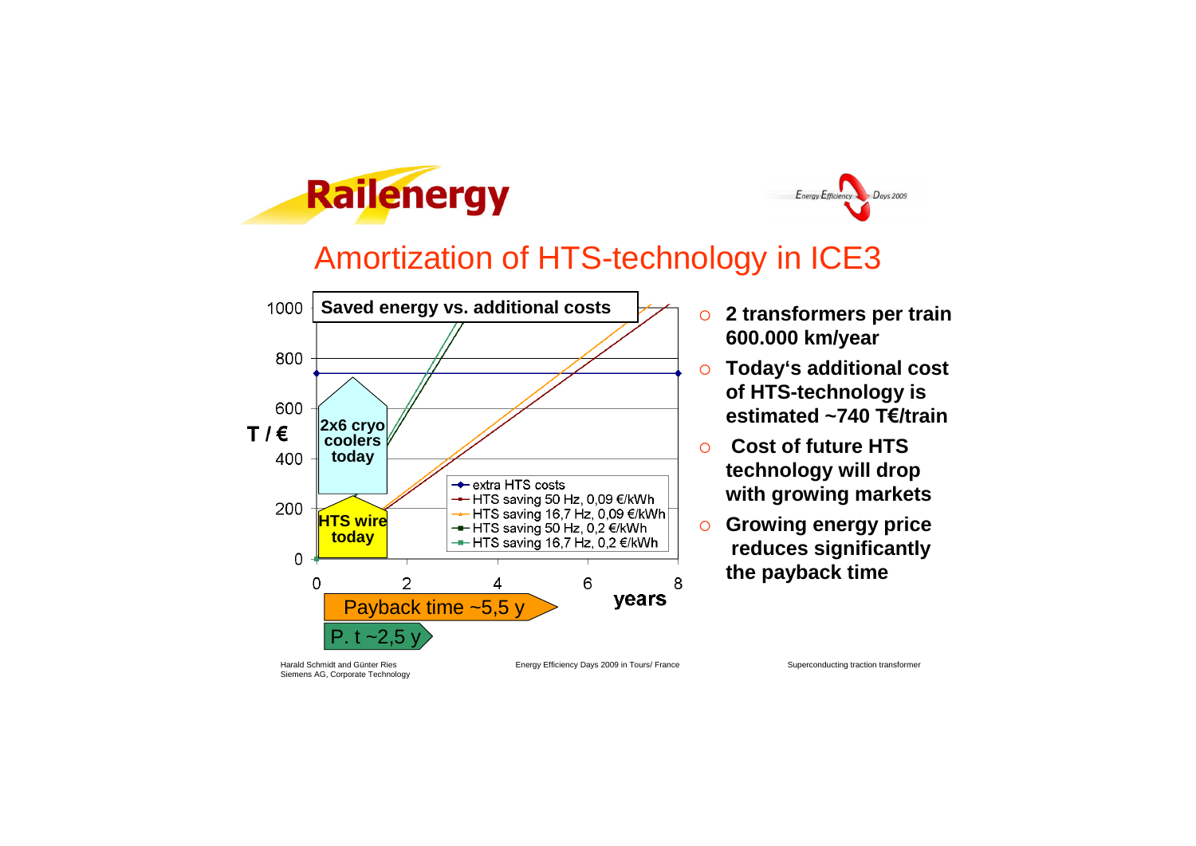# Amortization of HTS-technology in ICE3

**Saved energy vs. additional costs**

T / €: 0, 200, 400, 600, 800, 1000

years: 0, 2, 4, 6, 8

- extra HTS costs
- HTS saving 50 Hz, 0,09 €/kWh
- HTS saving 16,7 Hz, 0,09 €/kWh
- HTS saving 50 Hz, 0,2 €/kWh
- HTS saving 16,7 Hz, 0,2 €/kWh

2x6 cryo coolers today

HTS wire today

Payback time ~5,5 y

P. t ~2,5 y

- **2 transformers per train 600.000 km/year**
- **Today's additional cost of HTS-technology is estimated ~740 T€/train**
- **Cost of future HTS technology will drop with growing markets**
- **Growing energy price reduces significantly the payback time**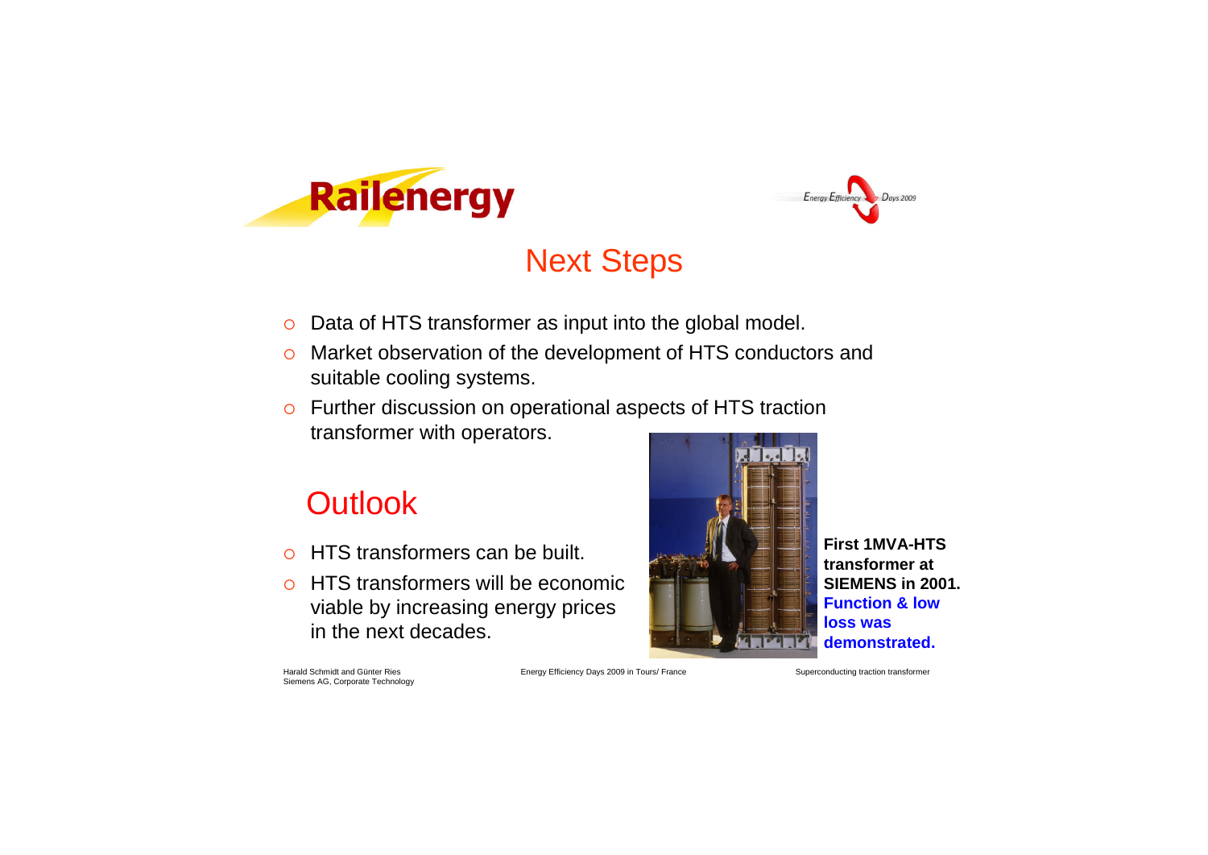## Next Steps

- Data of HTS transformer as input into the global model.
- Market observation of the development of HTS conductors and suitable cooling systems.
- Further discussion on operational aspects of HTS traction transformer with operators.

## Outlook

- HTS transformers can be built.
- HTS transformers will be economic viable by increasing energy prices in the next decades.

**First 1MVA-HTS transformer at SIEMENS in 2001.** **Function & low loss was demonstrated.**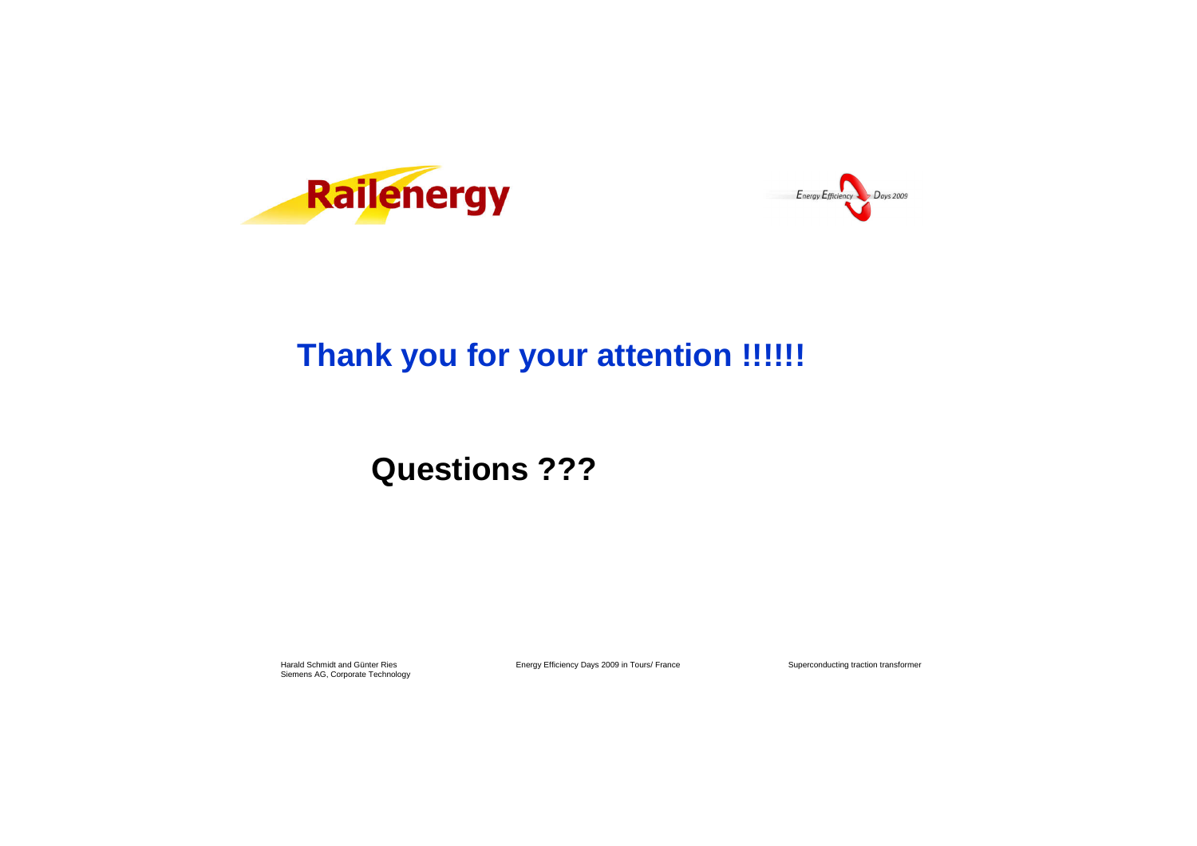Railenergy

Energy Efficiency Days 2009

# Thank you for your attention !!!!!!

## Questions ???

Harald Schmidt and Günter Ries
Siemens AG, Corporate Technology

Energy Efficiency Days 2009 in Tours/ France

Superconducting traction transformer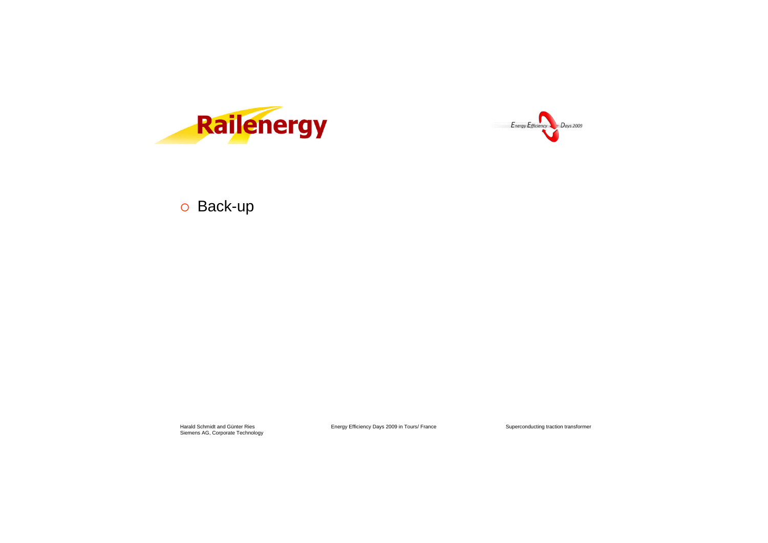- Back-up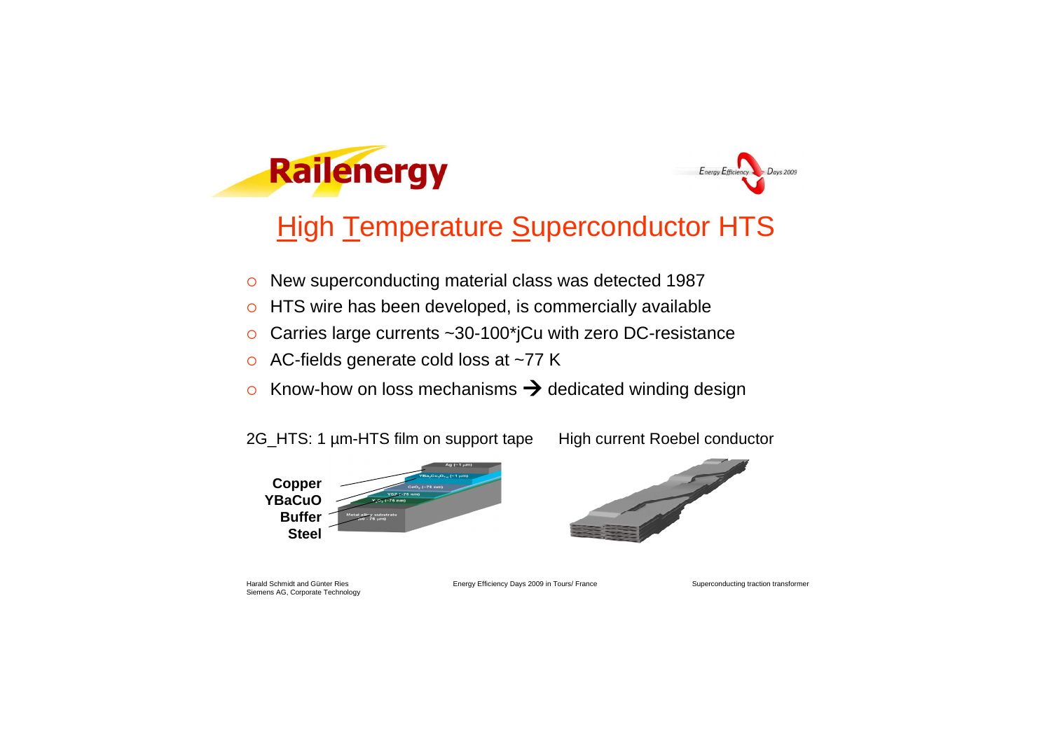# High Temperature Superconductor HTS

- New superconducting material class was detected 1987
- HTS wire has been developed, is commercially available
- Carries large currents ~30-100*jCu with zero DC-resistance
- AC-fields generate cold loss at ~77 K
- Know-how on loss mechanisms → dedicated winding design

2G_HTS: 1 µm-HTS film on support tape

**Copper**
**YBaCuO**
**Buffer**
**Steel**

High current Roebel conductor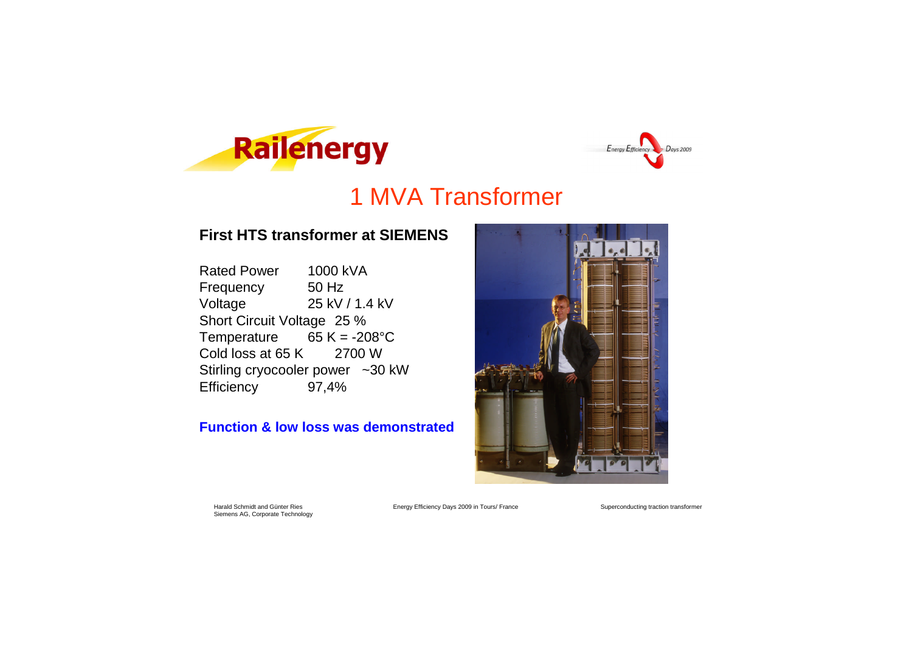# 1 MVA Transformer

**First HTS transformer at SIEMENS**

| | |
|---|---|
| Rated Power | 1000 kVA |
| Frequency | 50 Hz |
| Voltage | 25 kV / 1.4 kV |
| Short Circuit Voltage | 25 % |
| Temperature | 65 K = -208°C |
| Cold loss at 65 K | 2700 W |
| Stirling cryocooler power | ~30 kW |
| Efficiency | 97,4% |

**Function & low loss was demonstrated**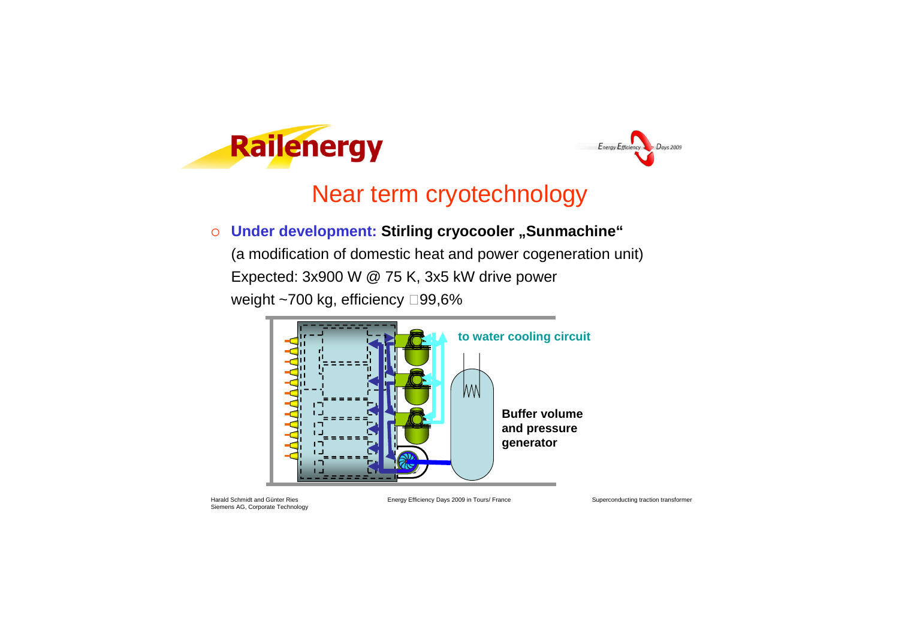# Near term cryotechnology

- **Under development: Stirling cryocooler „Sunmachine“**
  (a modification of domestic heat and power cogeneration unit)
  Expected: 3x900 W @ 75 K, 3x5 kW drive power
  weight ~700 kg, efficiency 99,6%

**to water cooling circuit**

**Buffer volume and pressure generator**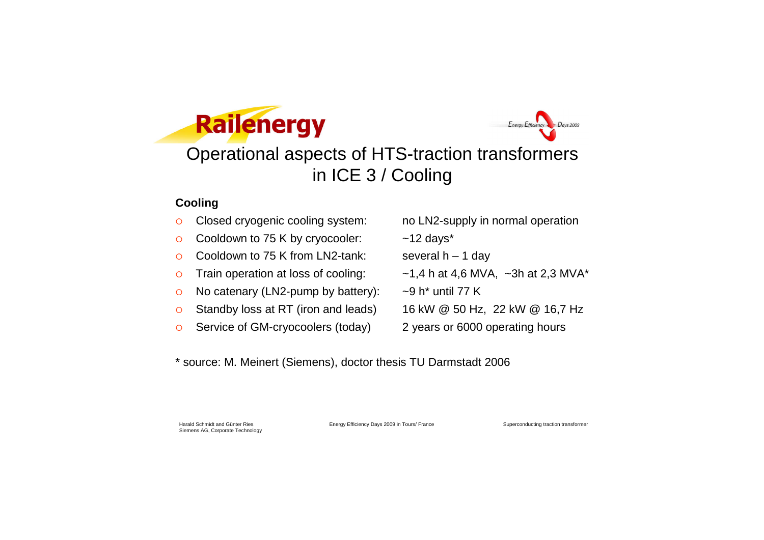# Operational aspects of HTS-traction transformers in ICE 3 / Cooling

**Cooling**

| | |
|---|---|
| Closed cryogenic cooling system: | no LN2-supply in normal operation |
| Cooldown to 75 K by cryocooler: | ~12 days* |
| Cooldown to 75 K from LN2-tank: | several h – 1 day |
| Train operation at loss of cooling: | ~1,4 h at 4,6 MVA, ~3h at 2,3 MVA* |
| No catenary (LN2-pump by battery): | ~9 h* until 77 K |
| Standby loss at RT (iron and leads) | 16 kW @ 50 Hz, 22 kW @ 16,7 Hz |
| Service of GM-cryocoolers (today) | 2 years or 6000 operating hours |

* source: M. Meinert (Siemens), doctor thesis TU Darmstadt 2006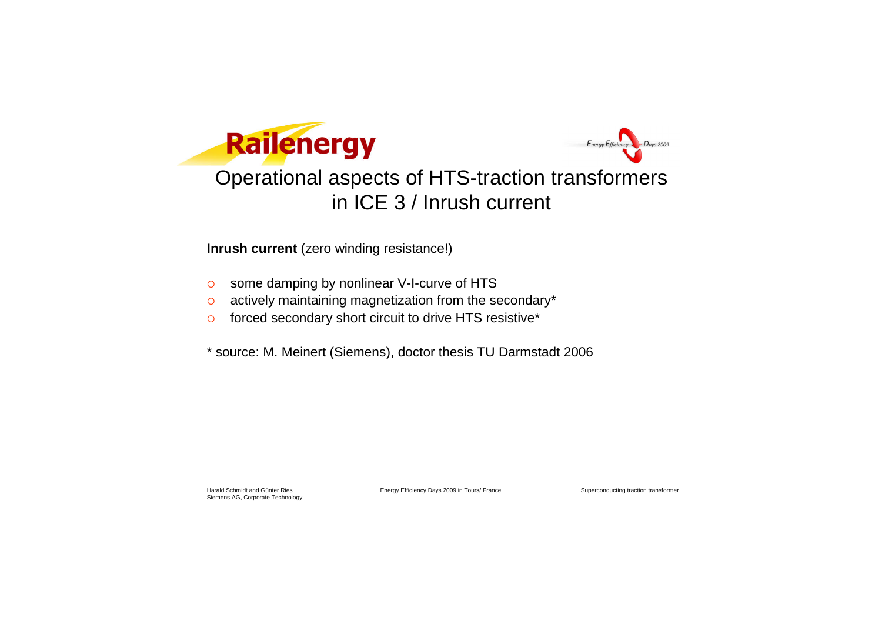# Operational aspects of HTS-traction transformers in ICE 3 / Inrush current

**Inrush current** (zero winding resistance!)

- some damping by nonlinear V-I-curve of HTS
- actively maintaining magnetization from the secondary*
- forced secondary short circuit to drive HTS resistive*

* source: M. Meinert (Siemens), doctor thesis TU Darmstadt 2006